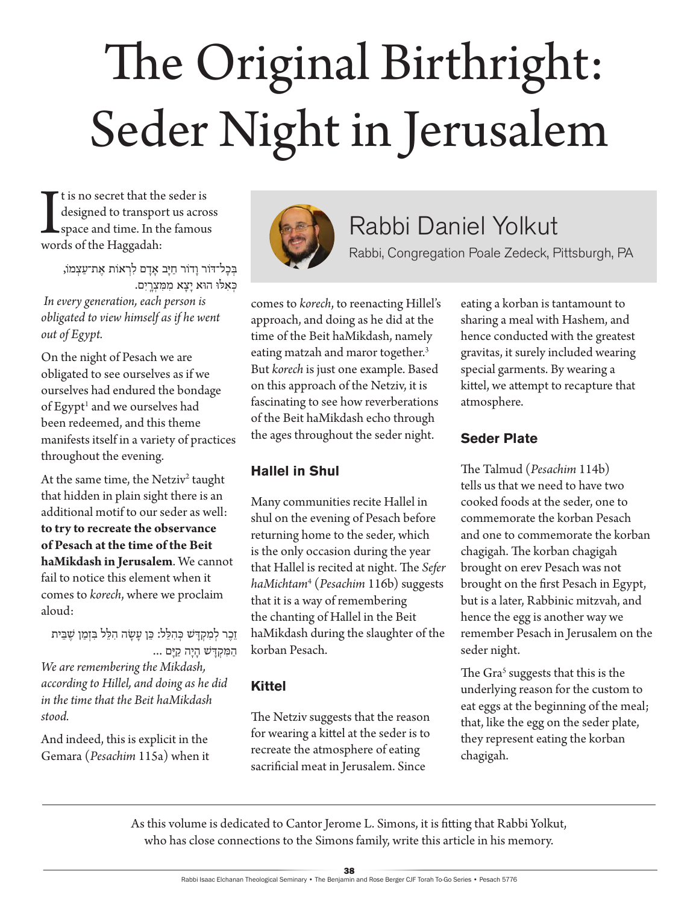# The Original Birthright: Seder Night in Jerusalem

## Rabbi Daniel Yolkut

Rabbi, Congregation Poale Zedeck, Pittsburgh, PA

It is no secret that the seder is designed to transport us across space and time. In the famous words of the Haggadah:

בְּכָל-דּוֹר וָדוֹר חַיָּב אָדָם לִרְאוֹת אֶת-עַצְמוֹ, כְּאִלּוּ הוּא יָצָא מִמִּצְרָיִם.

*In every generation, each person is obligated to view himself as if he went out of Egypt.*

On the night of Pesach we are obligated to see ourselves as if we ourselves had endured the bondage of Egypt[1] and we ourselves had been redeemed, and this theme manifests itself in a variety of practices throughout the evening.

At the same time, the Netziv[2] taught that hidden in plain sight there is an additional motif to our seder as well: **to try to recreate the observance of Pesach at the time of the Beit haMikdash in Jerusalem**. We cannot fail to notice this element when it comes to *korech*, where we proclaim aloud:

זֵכֶר לְמִקְדָּשׁ כְּהִלֵּל: כֵּן עָשָׂה הִלֵּל בִּזְמַן שֶׁבֵּית הַמִּקְדָּשׁ הָיָה קַיָּם ...

*We are remembering the Mikdash, according to Hillel, and doing as he did in the time that the Beit haMikdash stood.*

And indeed, this is explicit in the Gemara (*Pesachim* 115a) when it comes to *korech*, to reenacting Hillel's approach, and doing as he did at the time of the Beit haMikdash, namely eating matzah and maror together.[3] But *korech* is just one example. Based on this approach of the Netziv, it is fascinating to see how reverberations of the Beit haMikdash echo through the ages throughout the seder night.

### Hallel in Shul

Many communities recite Hallel in shul on the evening of Pesach before returning home to the seder, which is the only occasion during the year that Hallel is recited at night. The *Sefer haMichtam*[4] (*Pesachim* 116b) suggests that it is a way of remembering the chanting of Hallel in the Beit haMikdash during the slaughter of the korban Pesach.

### Kittel

The Netziv suggests that the reason for wearing a kittel at the seder is to recreate the atmosphere of eating sacrificial meat in Jerusalem. Since eating a korban is tantamount to sharing a meal with Hashem, and hence conducted with the greatest gravitas, it surely included wearing special garments. By wearing a kittel, we attempt to recapture that atmosphere.

### Seder Plate

The Talmud (*Pesachim* 114b) tells us that we need to have two cooked foods at the seder, one to commemorate the korban Pesach and one to commemorate the korban chagigah. The korban chagigah brought on erev Pesach was not brought on the first Pesach in Egypt, but is a later, Rabbinic mitzvah, and hence the egg is another way we remember Pesach in Jerusalem on the seder night.

The Gra[5] suggests that this is the underlying reason for the custom to eat eggs at the beginning of the meal; that, like the egg on the seder plate, they represent eating the korban chagigah.

---

As this volume is dedicated to Cantor Jerome L. Simons, it is fitting that Rabbi Yolkut, who has close connections to the Simons family, write this article in his memory.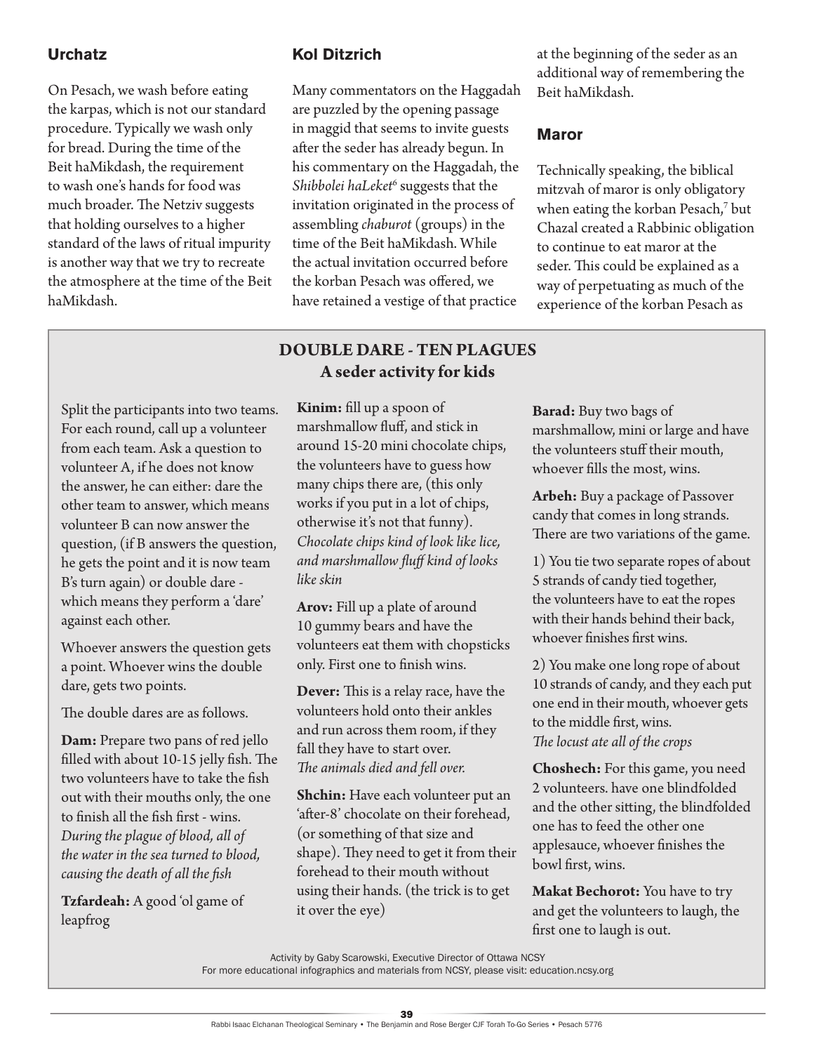## Urchatz

On Pesach, we wash before eating the karpas, which is not our standard procedure. Typically we wash only for bread. During the time of the Beit haMikdash, the requirement to wash one's hands for food was much broader. The Netziv suggests that holding ourselves to a higher standard of the laws of ritual impurity is another way that we try to recreate the atmosphere at the time of the Beit haMikdash.

## Kol Ditzrich

Many commentators on the Haggadah are puzzled by the opening passage in maggid that seems to invite guests after the seder has already begun. In his commentary on the Haggadah, the *Shibbolei haLeket*[6] suggests that the invitation originated in the process of assembling *chaburot* (groups) in the time of the Beit haMikdash. While the actual invitation occurred before the korban Pesach was offered, we have retained a vestige of that practice at the beginning of the seder as an additional way of remembering the Beit haMikdash.

## Maror

Technically speaking, the biblical mitzvah of maror is only obligatory when eating the korban Pesach,[7] but Chazal created a Rabbinic obligation to continue to eat maror at the seder. This could be explained as a way of perpetuating as much of the experience of the korban Pesach as

## DOUBLE DARE - TEN PLAGUES
### A seder activity for kids

Split the participants into two teams. For each round, call up a volunteer from each team. Ask a question to volunteer A, if he does not know the answer, he can either: dare the other team to answer, which means volunteer B can now answer the question, (if B answers the question, he gets the point and it is now team B's turn again) or double dare - which means they perform a 'dare' against each other.

Whoever answers the question gets a point. Whoever wins the double dare, gets two points.

The double dares are as follows.

**Dam:** Prepare two pans of red jello filled with about 10-15 jelly fish. The two volunteers have to take the fish out with their mouths only, the one to finish all the fish first - wins. *During the plague of blood, all of the water in the sea turned to blood, causing the death of all the fish*

**Tzfardeah:** A good 'ol game of leapfrog

**Kinim:** fill up a spoon of marshmallow fluff, and stick in around 15-20 mini chocolate chips, the volunteers have to guess how many chips there are, (this only works if you put in a lot of chips, otherwise it's not that funny). *Chocolate chips kind of look like lice, and marshmallow fluff kind of looks like skin*

**Arov:** Fill up a plate of around 10 gummy bears and have the volunteers eat them with chopsticks only. First one to finish wins.

**Dever:** This is a relay race, have the volunteers hold onto their ankles and run across them room, if they fall they have to start over. *The animals died and fell over.*

**Shchin:** Have each volunteer put an 'after-8' chocolate on their forehead, (or something of that size and shape). They need to get it from their forehead to their mouth without using their hands. (the trick is to get it over the eye)

**Barad:** Buy two bags of marshmallow, mini or large and have the volunteers stuff their mouth, whoever fills the most, wins.

**Arbeh:** Buy a package of Passover candy that comes in long strands. There are two variations of the game.

1) You tie two separate ropes of about 5 strands of candy tied together, the volunteers have to eat the ropes with their hands behind their back, whoever finishes first wins.

2) You make one long rope of about 10 strands of candy, and they each put one end in their mouth, whoever gets to the middle first, wins. *The locust ate all of the crops*

**Choshech:** For this game, you need 2 volunteers. have one blindfolded and the other sitting, the blindfolded one has to feed the other one applesauce, whoever finishes the bowl first, wins.

**Makat Bechorot:** You have to try and get the volunteers to laugh, the first one to laugh is out.

Activity by Gaby Scarowski, Executive Director of Ottawa NCSY
For more educational infographics and materials from NCSY, please visit: education.ncsy.org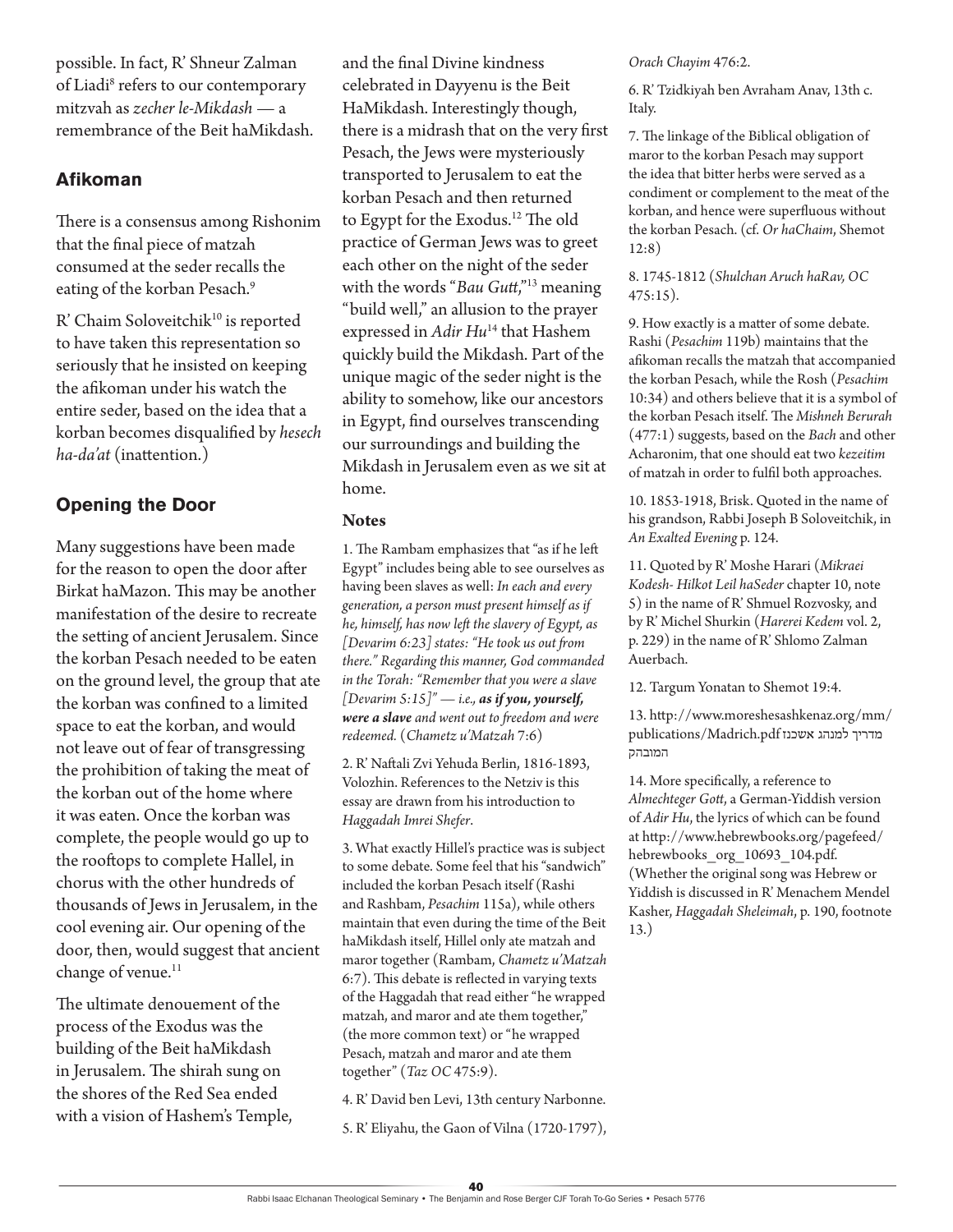possible. In fact, R' Shneur Zalman of Liadi[8] refers to our contemporary mitzvah as *zecher le-Mikdash* — a remembrance of the Beit haMikdash.

## Afikoman

There is a consensus among Rishonim that the final piece of matzah consumed at the seder recalls the eating of the korban Pesach.[9]

R' Chaim Soloveitchik[10] is reported to have taken this representation so seriously that he insisted on keeping the afikoman under his watch the entire seder, based on the idea that a korban becomes disqualified by *hesech ha-da'at* (inattention.)

## Opening the Door

Many suggestions have been made for the reason to open the door after Birkat haMazon. This may be another manifestation of the desire to recreate the setting of ancient Jerusalem. Since the korban Pesach needed to be eaten on the ground level, the group that ate the korban was confined to a limited space to eat the korban, and would not leave out of fear of transgressing the prohibition of taking the meat of the korban out of the home where it was eaten. Once the korban was complete, the people would go up to the rooftops to complete Hallel, in chorus with the other hundreds of thousands of Jews in Jerusalem, in the cool evening air. Our opening of the door, then, would suggest that ancient change of venue.[11]

The ultimate denouement of the process of the Exodus was the building of the Beit haMikdash in Jerusalem. The shirah sung on the shores of the Red Sea ended with a vision of Hashem's Temple, and the final Divine kindness celebrated in Dayyenu is the Beit HaMikdash. Interestingly though, there is a midrash that on the very first Pesach, the Jews were mysteriously transported to Jerusalem to eat the korban Pesach and then returned to Egypt for the Exodus.[12] The old practice of German Jews was to greet each other on the night of the seder with the words "*Bau Gutt*,"[13] meaning "build well," an allusion to the prayer expressed in *Adir Hu*[14] that Hashem quickly build the Mikdash. Part of the unique magic of the seder night is the ability to somehow, like our ancestors in Egypt, find ourselves transcending our surroundings and building the Mikdash in Jerusalem even as we sit at home.

### Notes

1. The Rambam emphasizes that "as if he left Egypt" includes being able to see ourselves as having been slaves as well: *In each and every generation, a person must present himself as if he, himself, has now left the slavery of Egypt, as [Devarim 6:23] states: "He took us out from there." Regarding this manner, God commanded in the Torah: "Remember that you were a slave [Devarim 5:15]" — i.e., **as if you, yourself, were a slave** and went out to freedom and were redeemed.* (*Chametz u'Matzah* 7:6)

2. R' Naftali Zvi Yehuda Berlin, 1816-1893, Volozhin. References to the Netziv is this essay are drawn from his introduction to *Haggadah Imrei Shefer*.

3. What exactly Hillel's practice was is subject to some debate. Some feel that his "sandwich" included the korban Pesach itself (Rashi and Rashbam, *Pesachim* 115a), while others maintain that even during the time of the Beit haMikdash itself, Hillel only ate matzah and maror together (Rambam, *Chametz u'Matzah* 6:7). This debate is reflected in varying texts of the Haggadah that read either "he wrapped matzah, and maror and ate them together," (the more common text) or "he wrapped Pesach, matzah and maror and ate them together" (*Taz OC* 475:9).

4. R' David ben Levi, 13th century Narbonne.

5. R' Eliyahu, the Gaon of Vilna (1720-1797), *Orach Chayim* 476:2.

6. R' Tzidkiyah ben Avraham Anav, 13th c. Italy.

7. The linkage of the Biblical obligation of maror to the korban Pesach may support the idea that bitter herbs were served as a condiment or complement to the meat of the korban, and hence were superfluous without the korban Pesach. (cf. *Or haChaim*, Shemot 12:8)

8. 1745-1812 (*Shulchan Aruch haRav, OC* 475:15).

9. How exactly is a matter of some debate. Rashi (*Pesachim* 119b) maintains that the afikoman recalls the matzah that accompanied the korban Pesach, while the Rosh (*Pesachim* 10:34) and others believe that it is a symbol of the korban Pesach itself. The *Mishneh Berurah* (477:1) suggests, based on the *Bach* and other Acharonim, that one should eat two *kezeitim* of matzah in order to fulfil both approaches.

10. 1853-1918, Brisk. Quoted in the name of his grandson, Rabbi Joseph B Soloveitchik, in *An Exalted Evening* p. 124.

11. Quoted by R' Moshe Harari (*Mikraei Kodesh- Hilkot Leil haSeder* chapter 10, note 5) in the name of R' Shmuel Rozvosky, and by R' Michel Shurkin (*Harerei Kedem* vol. 2, p. 229) in the name of R' Shlomo Zalman Auerbach.

12. Targum Yonatan to Shemot 19:4.

13. http://www.moreshesashkenaz.org/mm/publications/Madrich.pdf מדריך למנהג אשכנז המובהק

14. More specifically, a reference to *Almechteger Gott*, a German-Yiddish version of *Adir Hu*, the lyrics of which can be found at http://www.hebrewbooks.org/pagefeed/hebrewbooks_org_10693_104.pdf. (Whether the original song was Hebrew or Yiddish is discussed in R' Menachem Mendel Kasher, *Haggadah Sheleimah*, p. 190, footnote 13.)